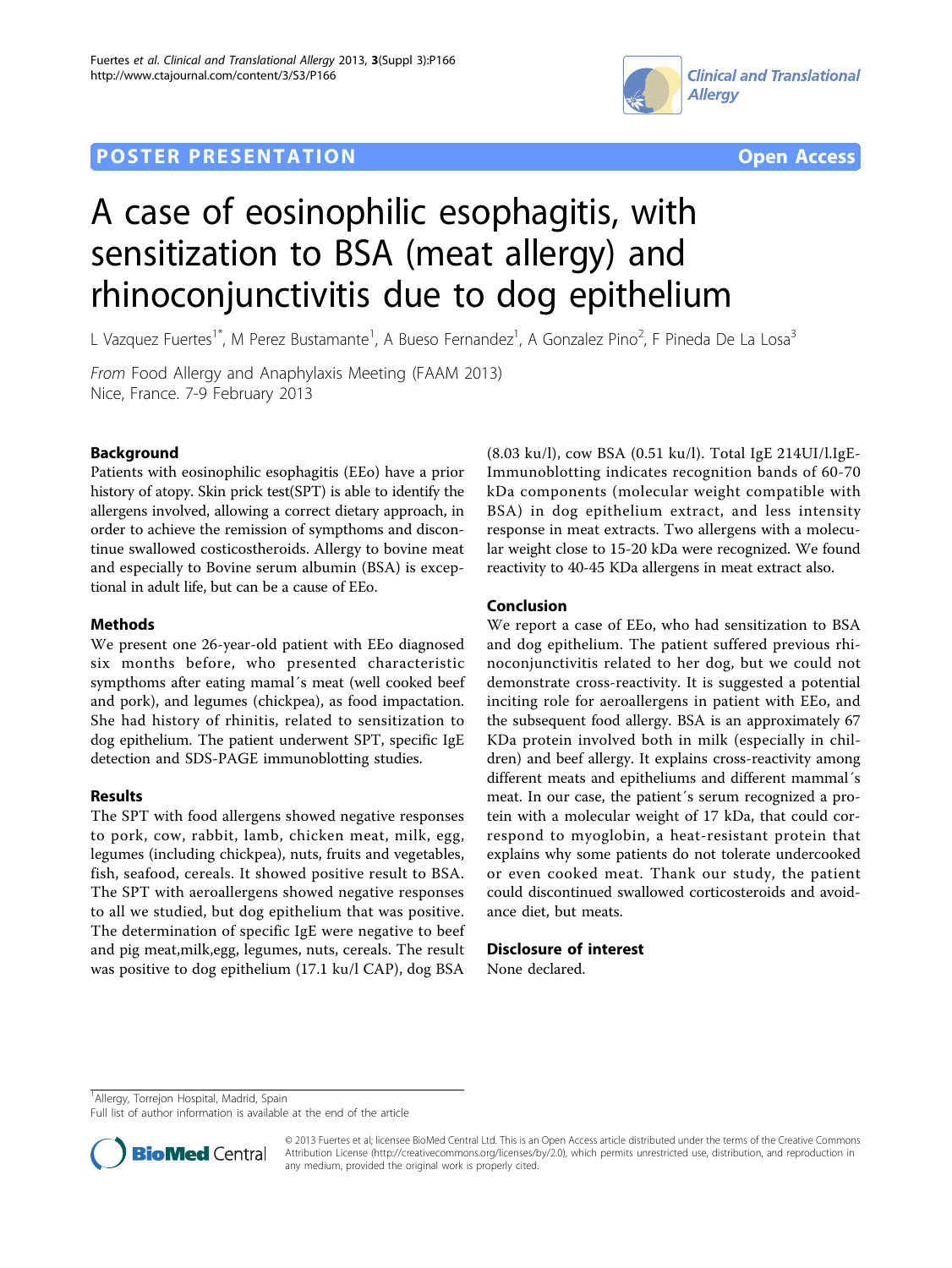POSTER PRESENTATION **Open Access**

# A case of eosinophilic esophagitis, with sensitization to BSA (meat allergy) and rhinoconjunctivitis due to dog epithelium

L Vazquez Fuertes[1*], M Perez Bustamante[1], A Bueso Fernandez[1], A Gonzalez Pino[2], F Pineda De La Losa[3]

*From* Food Allergy and Anaphylaxis Meeting (FAAM 2013)
Nice, France. 7-9 February 2013

## Background

Patients with eosinophilic esophagitis (EEo) have a prior history of atopy. Skin prick test(SPT) is able to identify the allergens involved, allowing a correct dietary approach, in order to achieve the remission of sympthoms and discontinue swallowed costicostheroids. Allergy to bovine meat and especially to Bovine serum albumin (BSA) is exceptional in adult life, but can be a cause of EEo.

## Methods

We present one 26-year-old patient with EEo diagnosed six months before, who presented characteristic sympthoms after eating mamal´s meat (well cooked beef and pork), and legumes (chickpea), as food impactation. She had history of rhinitis, related to sensitization to dog epithelium. The patient underwent SPT, specific IgE detection and SDS-PAGE immunoblotting studies.

## Results

The SPT with food allergens showed negative responses to pork, cow, rabbit, lamb, chicken meat, milk, egg, legumes (including chickpea), nuts, fruits and vegetables, fish, seafood, cereals. It showed positive result to BSA. The SPT with aeroallergens showed negative responses to all we studied, but dog epithelium that was positive. The determination of specific IgE were negative to beef and pig meat,milk,egg, legumes, nuts, cereals. The result was positive to dog epithelium (17.1 ku/l CAP), dog BSA (8.03 ku/l), cow BSA (0.51 ku/l). Total IgE 214UI/l.IgE-Immunoblotting indicates recognition bands of 60-70 kDa components (molecular weight compatible with BSA) in dog epithelium extract, and less intensity response in meat extracts. Two allergens with a molecular weight close to 15-20 kDa were recognized. We found reactivity to 40-45 KDa allergens in meat extract also.

## Conclusion

We report a case of EEo, who had sensitization to BSA and dog epithelium. The patient suffered previous rhinoconjunctivitis related to her dog, but we could not demonstrate cross-reactivity. It is suggested a potential inciting role for aeroallergens in patient with EEo, and the subsequent food allergy. BSA is an approximately 67 KDa protein involved both in milk (especially in children) and beef allergy. It explains cross-reactivity among different meats and epitheliums and different mammal´s meat. In our case, the patient´s serum recognized a protein with a molecular weight of 17 kDa, that could correspond to myoglobin, a heat-resistant protein that explains why some patients do not tolerate undercooked or even cooked meat. Thank our study, the patient could discontinued swallowed corticosteroids and avoidance diet, but meats.

## Disclosure of interest

None declared.

[1]Allergy, Torrejon Hospital, Madrid, Spain
Full list of author information is available at the end of the article

© 2013 Fuertes et al; licensee BioMed Central Ltd. This is an Open Access article distributed under the terms of the Creative Commons Attribution License (http://creativecommons.org/licenses/by/2.0), which permits unrestricted use, distribution, and reproduction in any medium, provided the original work is properly cited.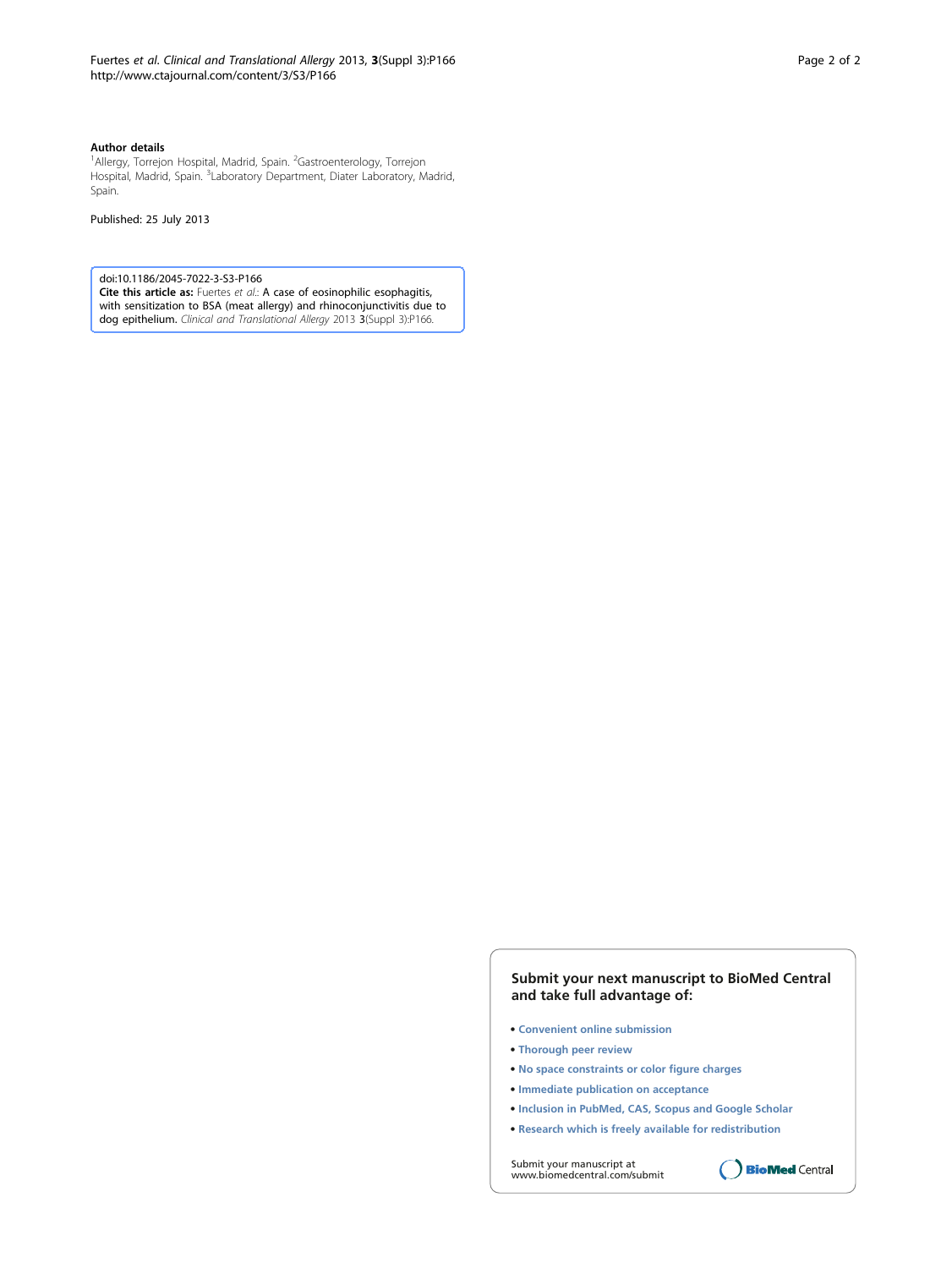#### Author details

[1]Allergy, Torrejon Hospital, Madrid, Spain. [2]Gastroenterology, Torrejon Hospital, Madrid, Spain. [3]Laboratory Department, Diater Laboratory, Madrid, Spain.

Published: 25 July 2013

doi:10.1186/2045-7022-3-S3-P166

**Cite this article as:** Fuertes *et al.*: A case of eosinophilic esophagitis, with sensitization to BSA (meat allergy) and rhinoconjunctivitis due to dog epithelium. *Clinical and Translational Allergy* 2013 **3**(Suppl 3):P166.

**Submit your next manuscript to BioMed Central and take full advantage of:**

- **Convenient online submission**
- **Thorough peer review**
- **No space constraints or color figure charges**
- **Immediate publication on acceptance**
- **Inclusion in PubMed, CAS, Scopus and Google Scholar**
- **Research which is freely available for redistribution**

Submit your manuscript at www.biomedcentral.com/submit

BioMed Central